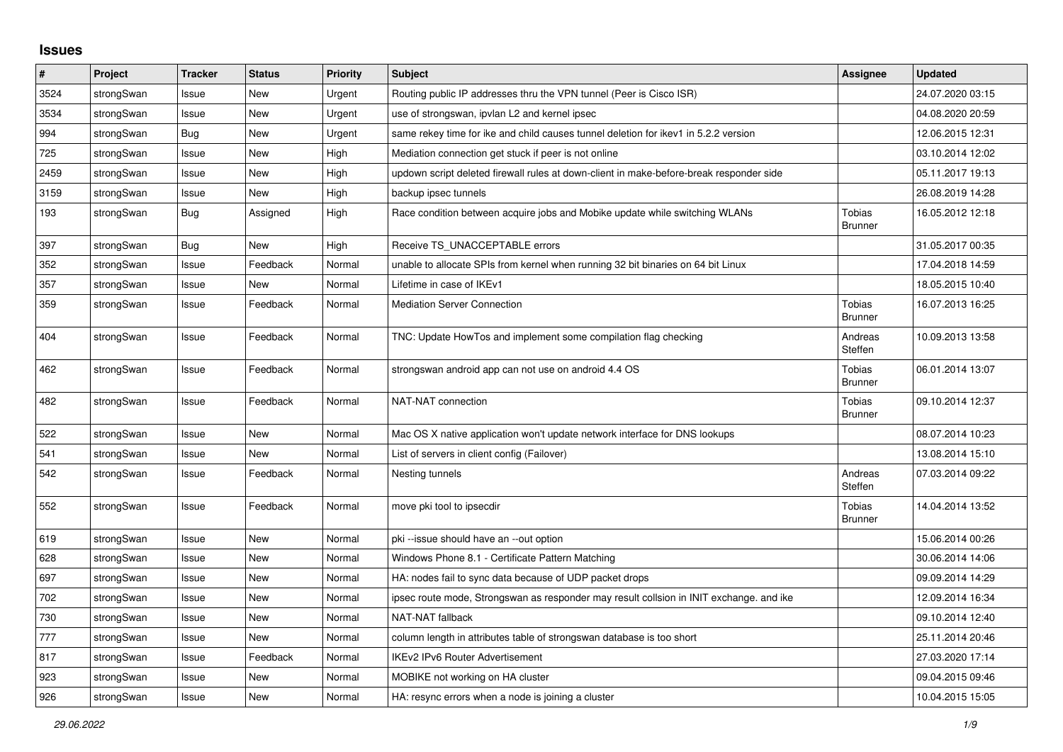# Issues

| # | Project | Tracker | Status | Priority | Subject | Assignee | Updated |
|---|---|---|---|---|---|---|---|
| 3524 | strongSwan | Issue | New | Urgent | Routing public IP addresses thru the VPN tunnel (Peer is Cisco ISR) | | 24.07.2020 03:15 |
| 3534 | strongSwan | Issue | New | Urgent | use of strongswan, ipvlan L2 and kernel ipsec | | 04.08.2020 20:59 |
| 994 | strongSwan | Bug | New | Urgent | same rekey time for ike and child causes tunnel deletion for ikev1 in 5.2.2 version | | 12.06.2015 12:31 |
| 725 | strongSwan | Issue | New | High | Mediation connection get stuck if peer is not online | | 03.10.2014 12:02 |
| 2459 | strongSwan | Issue | New | High | updown script deleted firewall rules at down-client in make-before-break responder side | | 05.11.2017 19:13 |
| 3159 | strongSwan | Issue | New | High | backup ipsec tunnels | | 26.08.2019 14:28 |
| 193 | strongSwan | Bug | Assigned | High | Race condition between acquire jobs and Mobike update while switching WLANs | Tobias Brunner | 16.05.2012 12:18 |
| 397 | strongSwan | Bug | New | High | Receive TS_UNACCEPTABLE errors | | 31.05.2017 00:35 |
| 352 | strongSwan | Issue | Feedback | Normal | unable to allocate SPIs from kernel when running 32 bit binaries on 64 bit Linux | | 17.04.2018 14:59 |
| 357 | strongSwan | Issue | New | Normal | Lifetime in case of IKEv1 | | 18.05.2015 10:40 |
| 359 | strongSwan | Issue | Feedback | Normal | Mediation Server Connection | Tobias Brunner | 16.07.2013 16:25 |
| 404 | strongSwan | Issue | Feedback | Normal | TNC: Update HowTos and implement some compilation flag checking | Andreas Steffen | 10.09.2013 13:58 |
| 462 | strongSwan | Issue | Feedback | Normal | strongswan android app can not use on android 4.4 OS | Tobias Brunner | 06.01.2014 13:07 |
| 482 | strongSwan | Issue | Feedback | Normal | NAT-NAT connection | Tobias Brunner | 09.10.2014 12:37 |
| 522 | strongSwan | Issue | New | Normal | Mac OS X native application won't update network interface for DNS lookups | | 08.07.2014 10:23 |
| 541 | strongSwan | Issue | New | Normal | List of servers in client config (Failover) | | 13.08.2014 15:10 |
| 542 | strongSwan | Issue | Feedback | Normal | Nesting tunnels | Andreas Steffen | 07.03.2014 09:22 |
| 552 | strongSwan | Issue | Feedback | Normal | move pki tool to ipsecdir | Tobias Brunner | 14.04.2014 13:52 |
| 619 | strongSwan | Issue | New | Normal | pki --issue should have an --out option | | 15.06.2014 00:26 |
| 628 | strongSwan | Issue | New | Normal | Windows Phone 8.1 - Certificate Pattern Matching | | 30.06.2014 14:06 |
| 697 | strongSwan | Issue | New | Normal | HA: nodes fail to sync data because of UDP packet drops | | 09.09.2014 14:29 |
| 702 | strongSwan | Issue | New | Normal | ipsec route mode, Strongswan as responder may result collsion in INIT exchange. and ike | | 12.09.2014 16:34 |
| 730 | strongSwan | Issue | New | Normal | NAT-NAT fallback | | 09.10.2014 12:40 |
| 777 | strongSwan | Issue | New | Normal | column length in attributes table of strongswan database is too short | | 25.11.2014 20:46 |
| 817 | strongSwan | Issue | Feedback | Normal | IKEv2 IPv6 Router Advertisement | | 27.03.2020 17:14 |
| 923 | strongSwan | Issue | New | Normal | MOBIKE not working on HA cluster | | 09.04.2015 09:46 |
| 926 | strongSwan | Issue | New | Normal | HA: resync errors when a node is joining a cluster | | 10.04.2015 15:05 |

*29.06.2022*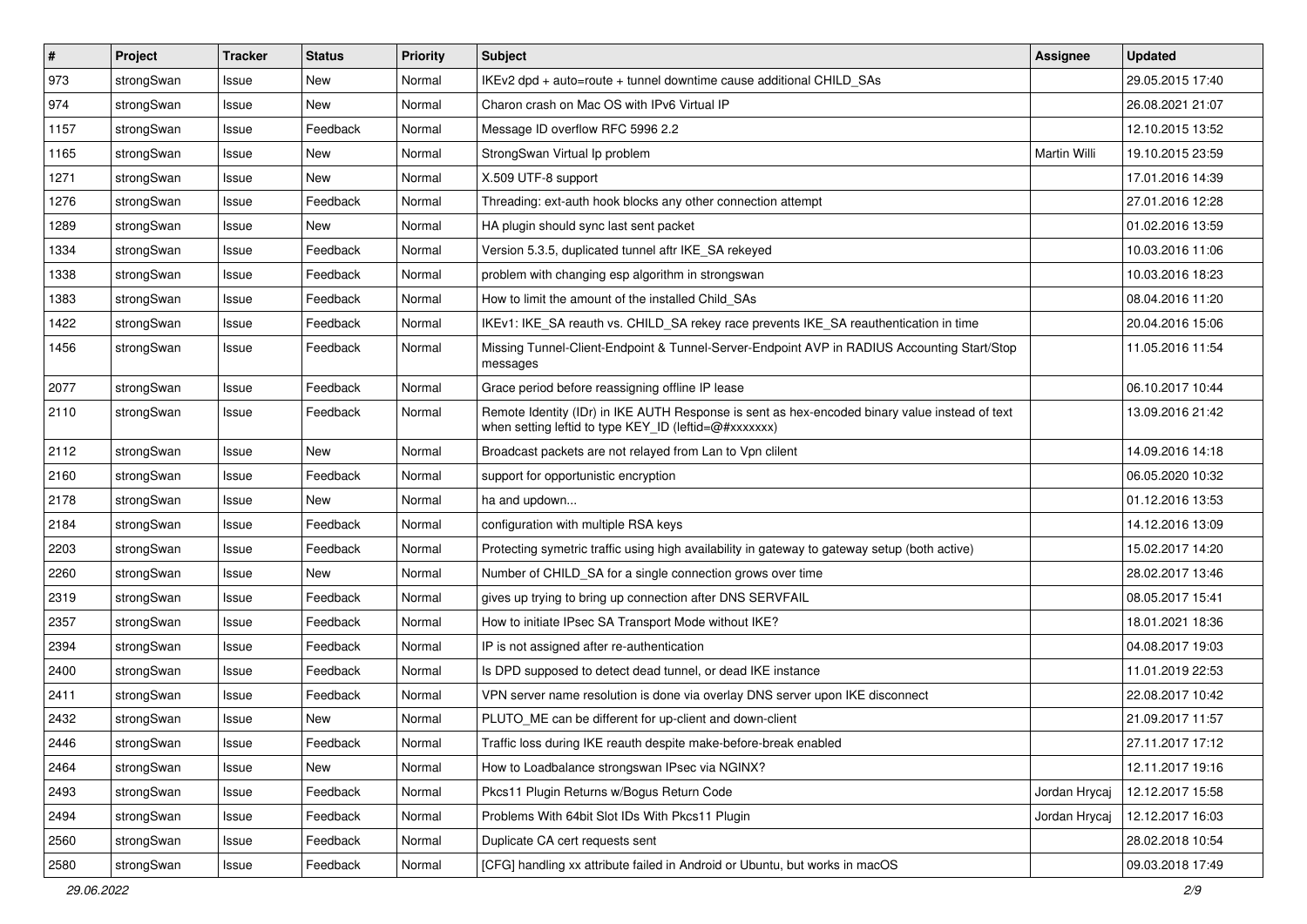| # | Project | Tracker | Status | Priority | Subject | Assignee | Updated |
|---|---|---|---|---|---|---|---|
| 973 | strongSwan | Issue | New | Normal | IKEv2 dpd + auto=route + tunnel downtime cause additional CHILD_SAs | | 29.05.2015 17:40 |
| 974 | strongSwan | Issue | New | Normal | Charon crash on Mac OS with IPv6 Virtual IP | | 26.08.2021 21:07 |
| 1157 | strongSwan | Issue | Feedback | Normal | Message ID overflow RFC 5996 2.2 | | 12.10.2015 13:52 |
| 1165 | strongSwan | Issue | New | Normal | StrongSwan Virtual Ip problem | Martin Willi | 19.10.2015 23:59 |
| 1271 | strongSwan | Issue | New | Normal | X.509 UTF-8 support | | 17.01.2016 14:39 |
| 1276 | strongSwan | Issue | Feedback | Normal | Threading: ext-auth hook blocks any other connection attempt | | 27.01.2016 12:28 |
| 1289 | strongSwan | Issue | New | Normal | HA plugin should sync last sent packet | | 01.02.2016 13:59 |
| 1334 | strongSwan | Issue | Feedback | Normal | Version 5.3.5, duplicated tunnel aftr IKE_SA rekeyed | | 10.03.2016 11:06 |
| 1338 | strongSwan | Issue | Feedback | Normal | problem with changing esp algorithm in strongswan | | 10.03.2016 18:23 |
| 1383 | strongSwan | Issue | Feedback | Normal | How to limit the amount of the installed Child_SAs | | 08.04.2016 11:20 |
| 1422 | strongSwan | Issue | Feedback | Normal | IKEv1: IKE_SA reauth vs. CHILD_SA rekey race prevents IKE_SA reauthentication in time | | 20.04.2016 15:06 |
| 1456 | strongSwan | Issue | Feedback | Normal | Missing Tunnel-Client-Endpoint & Tunnel-Server-Endpoint AVP in RADIUS Accounting Start/Stop messages | | 11.05.2016 11:54 |
| 2077 | strongSwan | Issue | Feedback | Normal | Grace period before reassigning offline IP lease | | 06.10.2017 10:44 |
| 2110 | strongSwan | Issue | Feedback | Normal | Remote Identity (IDr) in IKE AUTH Response is sent as hex-encoded binary value instead of text when setting leftid to type KEY_ID (leftid=@#xxxxxxx) | | 13.09.2016 21:42 |
| 2112 | strongSwan | Issue | New | Normal | Broadcast packets are not relayed from Lan to Vpn clilent | | 14.09.2016 14:18 |
| 2160 | strongSwan | Issue | Feedback | Normal | support for opportunistic encryption | | 06.05.2020 10:32 |
| 2178 | strongSwan | Issue | New | Normal | ha and updown... | | 01.12.2016 13:53 |
| 2184 | strongSwan | Issue | Feedback | Normal | configuration with multiple RSA keys | | 14.12.2016 13:09 |
| 2203 | strongSwan | Issue | Feedback | Normal | Protecting symetric traffic using high availability in gateway to gateway setup (both active) | | 15.02.2017 14:20 |
| 2260 | strongSwan | Issue | New | Normal | Number of CHILD_SA for a single connection grows over time | | 28.02.2017 13:46 |
| 2319 | strongSwan | Issue | Feedback | Normal | gives up trying to bring up connection after DNS SERVFAIL | | 08.05.2017 15:41 |
| 2357 | strongSwan | Issue | Feedback | Normal | How to initiate IPsec SA Transport Mode without IKE? | | 18.01.2021 18:36 |
| 2394 | strongSwan | Issue | Feedback | Normal | IP is not assigned after re-authentication | | 04.08.2017 19:03 |
| 2400 | strongSwan | Issue | Feedback | Normal | Is DPD supposed to detect dead tunnel, or dead IKE instance | | 11.01.2019 22:53 |
| 2411 | strongSwan | Issue | Feedback | Normal | VPN server name resolution is done via overlay DNS server upon IKE disconnect | | 22.08.2017 10:42 |
| 2432 | strongSwan | Issue | New | Normal | PLUTO_ME can be different for up-client and down-client | | 21.09.2017 11:57 |
| 2446 | strongSwan | Issue | Feedback | Normal | Traffic loss during IKE reauth despite make-before-break enabled | | 27.11.2017 17:12 |
| 2464 | strongSwan | Issue | New | Normal | How to Loadbalance strongswan IPsec via NGINX? | | 12.11.2017 19:16 |
| 2493 | strongSwan | Issue | Feedback | Normal | Pkcs11 Plugin Returns w/Bogus Return Code | Jordan Hrycaj | 12.12.2017 15:58 |
| 2494 | strongSwan | Issue | Feedback | Normal | Problems With 64bit Slot IDs With Pkcs11 Plugin | Jordan Hrycaj | 12.12.2017 16:03 |
| 2560 | strongSwan | Issue | Feedback | Normal | Duplicate CA cert requests sent | | 28.02.2018 10:54 |
| 2580 | strongSwan | Issue | Feedback | Normal | [CFG] handling xx attribute failed in Android or Ubuntu, but works in macOS | | 09.03.2018 17:49 |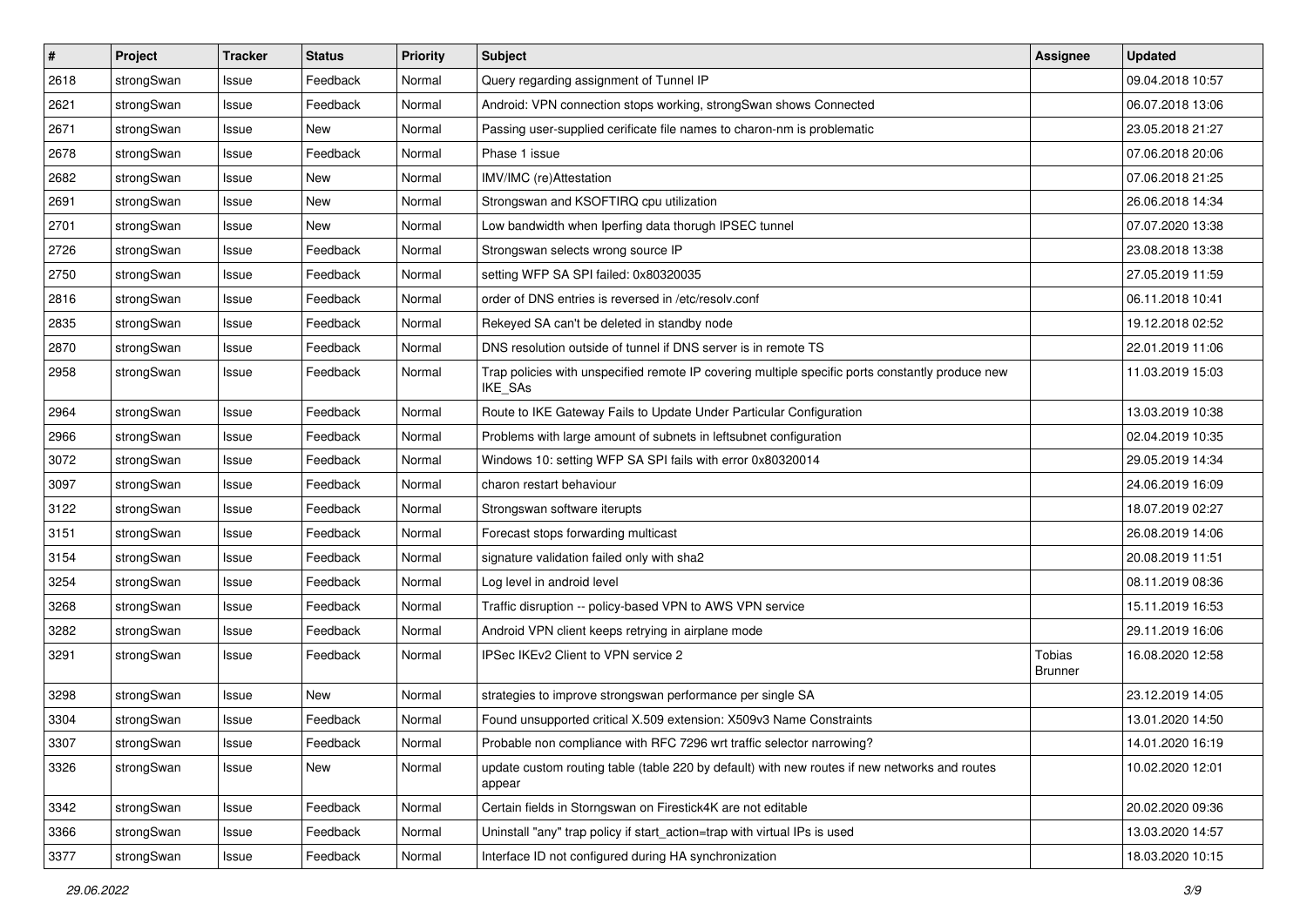| # | Project | Tracker | Status | Priority | Subject | Assignee | Updated |
|---|---|---|---|---|---|---|---|
| 2618 | strongSwan | Issue | Feedback | Normal | Query regarding assignment of Tunnel IP | | 09.04.2018 10:57 |
| 2621 | strongSwan | Issue | Feedback | Normal | Android: VPN connection stops working, strongSwan shows Connected | | 06.07.2018 13:06 |
| 2671 | strongSwan | Issue | New | Normal | Passing user-supplied cerificate file names to charon-nm is problematic | | 23.05.2018 21:27 |
| 2678 | strongSwan | Issue | Feedback | Normal | Phase 1 issue | | 07.06.2018 20:06 |
| 2682 | strongSwan | Issue | New | Normal | IMV/IMC (re)Attestation | | 07.06.2018 21:25 |
| 2691 | strongSwan | Issue | New | Normal | Strongswan and KSOFTIRQ cpu utilization | | 26.06.2018 14:34 |
| 2701 | strongSwan | Issue | New | Normal | Low bandwidth when Iperfing data thorugh IPSEC tunnel | | 07.07.2020 13:38 |
| 2726 | strongSwan | Issue | Feedback | Normal | Strongswan selects wrong source IP | | 23.08.2018 13:38 |
| 2750 | strongSwan | Issue | Feedback | Normal | setting WFP SA SPI failed: 0x80320035 | | 27.05.2019 11:59 |
| 2816 | strongSwan | Issue | Feedback | Normal | order of DNS entries is reversed in /etc/resolv.conf | | 06.11.2018 10:41 |
| 2835 | strongSwan | Issue | Feedback | Normal | Rekeyed SA can't be deleted in standby node | | 19.12.2018 02:52 |
| 2870 | strongSwan | Issue | Feedback | Normal | DNS resolution outside of tunnel if DNS server is in remote TS | | 22.01.2019 11:06 |
| 2958 | strongSwan | Issue | Feedback | Normal | Trap policies with unspecified remote IP covering multiple specific ports constantly produce new IKE_SAs | | 11.03.2019 15:03 |
| 2964 | strongSwan | Issue | Feedback | Normal | Route to IKE Gateway Fails to Update Under Particular Configuration | | 13.03.2019 10:38 |
| 2966 | strongSwan | Issue | Feedback | Normal | Problems with large amount of subnets in leftsubnet configuration | | 02.04.2019 10:35 |
| 3072 | strongSwan | Issue | Feedback | Normal | Windows 10: setting WFP SA SPI fails with error 0x80320014 | | 29.05.2019 14:34 |
| 3097 | strongSwan | Issue | Feedback | Normal | charon restart behaviour | | 24.06.2019 16:09 |
| 3122 | strongSwan | Issue | Feedback | Normal | Strongswan software iterupts | | 18.07.2019 02:27 |
| 3151 | strongSwan | Issue | Feedback | Normal | Forecast stops forwarding multicast | | 26.08.2019 14:06 |
| 3154 | strongSwan | Issue | Feedback | Normal | signature validation failed only with sha2 | | 20.08.2019 11:51 |
| 3254 | strongSwan | Issue | Feedback | Normal | Log level in android level | | 08.11.2019 08:36 |
| 3268 | strongSwan | Issue | Feedback | Normal | Traffic disruption -- policy-based VPN to AWS VPN service | | 15.11.2019 16:53 |
| 3282 | strongSwan | Issue | Feedback | Normal | Android VPN client keeps retrying in airplane mode | | 29.11.2019 16:06 |
| 3291 | strongSwan | Issue | Feedback | Normal | IPSec IKEv2 Client to VPN service 2 | Tobias Brunner | 16.08.2020 12:58 |
| 3298 | strongSwan | Issue | New | Normal | strategies to improve strongswan performance per single SA | | 23.12.2019 14:05 |
| 3304 | strongSwan | Issue | Feedback | Normal | Found unsupported critical X.509 extension: X509v3 Name Constraints | | 13.01.2020 14:50 |
| 3307 | strongSwan | Issue | Feedback | Normal | Probable non compliance with RFC 7296 wrt traffic selector narrowing? | | 14.01.2020 16:19 |
| 3326 | strongSwan | Issue | New | Normal | update custom routing table (table 220 by default) with new routes if new networks and routes appear | | 10.02.2020 12:01 |
| 3342 | strongSwan | Issue | Feedback | Normal | Certain fields in Storngswan on Firestick4K are not editable | | 20.02.2020 09:36 |
| 3366 | strongSwan | Issue | Feedback | Normal | Uninstall "any" trap policy if start_action=trap with virtual IPs is used | | 13.03.2020 14:57 |
| 3377 | strongSwan | Issue | Feedback | Normal | Interface ID not configured during HA synchronization | | 18.03.2020 10:15 |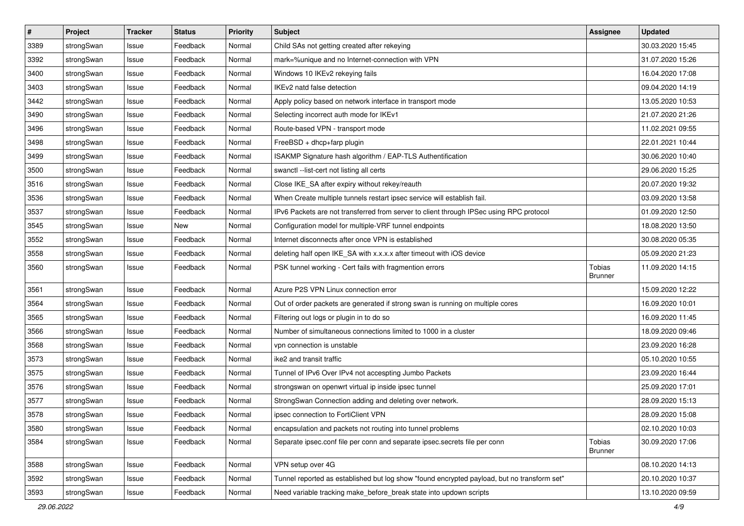| # | Project | Tracker | Status | Priority | Subject | Assignee | Updated |
|---|---|---|---|---|---|---|---|
| 3389 | strongSwan | Issue | Feedback | Normal | Child SAs not getting created after rekeying | | 30.03.2020 15:45 |
| 3392 | strongSwan | Issue | Feedback | Normal | mark=%unique and no Internet-connection with VPN | | 31.07.2020 15:26 |
| 3400 | strongSwan | Issue | Feedback | Normal | Windows 10 IKEv2 rekeying fails | | 16.04.2020 17:08 |
| 3403 | strongSwan | Issue | Feedback | Normal | IKEv2 natd false detection | | 09.04.2020 14:19 |
| 3442 | strongSwan | Issue | Feedback | Normal | Apply policy based on network interface in transport mode | | 13.05.2020 10:53 |
| 3490 | strongSwan | Issue | Feedback | Normal | Selecting incorrect auth mode for IKEv1 | | 21.07.2020 21:26 |
| 3496 | strongSwan | Issue | Feedback | Normal | Route-based VPN - transport mode | | 11.02.2021 09:55 |
| 3498 | strongSwan | Issue | Feedback | Normal | FreeBSD + dhcp+farp plugin | | 22.01.2021 10:44 |
| 3499 | strongSwan | Issue | Feedback | Normal | ISAKMP Signature hash algorithm / EAP-TLS Authentification | | 30.06.2020 10:40 |
| 3500 | strongSwan | Issue | Feedback | Normal | swanctl --list-cert not listing all certs | | 29.06.2020 15:25 |
| 3516 | strongSwan | Issue | Feedback | Normal | Close IKE_SA after expiry without rekey/reauth | | 20.07.2020 19:32 |
| 3536 | strongSwan | Issue | Feedback | Normal | When Create multiple tunnels restart ipsec service will establish fail. | | 03.09.2020 13:58 |
| 3537 | strongSwan | Issue | Feedback | Normal | IPv6 Packets are not transferred from server to client through IPSec using RPC protocol | | 01.09.2020 12:50 |
| 3545 | strongSwan | Issue | New | Normal | Configuration model for multiple-VRF tunnel endpoints | | 18.08.2020 13:50 |
| 3552 | strongSwan | Issue | Feedback | Normal | Internet disconnects after once VPN is established | | 30.08.2020 05:35 |
| 3558 | strongSwan | Issue | Feedback | Normal | deleting half open IKE_SA with x.x.x.x after timeout with iOS device | | 05.09.2020 21:23 |
| 3560 | strongSwan | Issue | Feedback | Normal | PSK tunnel working - Cert fails with fragmention errors | Tobias Brunner | 11.09.2020 14:15 |
| 3561 | strongSwan | Issue | Feedback | Normal | Azure P2S VPN Linux connection error | | 15.09.2020 12:22 |
| 3564 | strongSwan | Issue | Feedback | Normal | Out of order packets are generated if strong swan is running on multiple cores | | 16.09.2020 10:01 |
| 3565 | strongSwan | Issue | Feedback | Normal | Filtering out logs or plugin in to do so | | 16.09.2020 11:45 |
| 3566 | strongSwan | Issue | Feedback | Normal | Number of simultaneous connections limited to 1000 in a cluster | | 18.09.2020 09:46 |
| 3568 | strongSwan | Issue | Feedback | Normal | vpn connection is unstable | | 23.09.2020 16:28 |
| 3573 | strongSwan | Issue | Feedback | Normal | ike2 and transit traffic | | 05.10.2020 10:55 |
| 3575 | strongSwan | Issue | Feedback | Normal | Tunnel of IPv6 Over IPv4 not accespting Jumbo Packets | | 23.09.2020 16:44 |
| 3576 | strongSwan | Issue | Feedback | Normal | strongswan on openwrt virtual ip inside ipsec tunnel | | 25.09.2020 17:01 |
| 3577 | strongSwan | Issue | Feedback | Normal | StrongSwan Connection adding and deleting over network. | | 28.09.2020 15:13 |
| 3578 | strongSwan | Issue | Feedback | Normal | ipsec connection to FortiClient VPN | | 28.09.2020 15:08 |
| 3580 | strongSwan | Issue | Feedback | Normal | encapsulation and packets not routing into tunnel problems | | 02.10.2020 10:03 |
| 3584 | strongSwan | Issue | Feedback | Normal | Separate ipsec.conf file per conn and separate ipsec.secrets file per conn | Tobias Brunner | 30.09.2020 17:06 |
| 3588 | strongSwan | Issue | Feedback | Normal | VPN setup over 4G | | 08.10.2020 14:13 |
| 3592 | strongSwan | Issue | Feedback | Normal | Tunnel reported as established but log show "found encrypted payload, but no transform set" | | 20.10.2020 10:37 |
| 3593 | strongSwan | Issue | Feedback | Normal | Need variable tracking make_before_break state into updown scripts | | 13.10.2020 09:59 |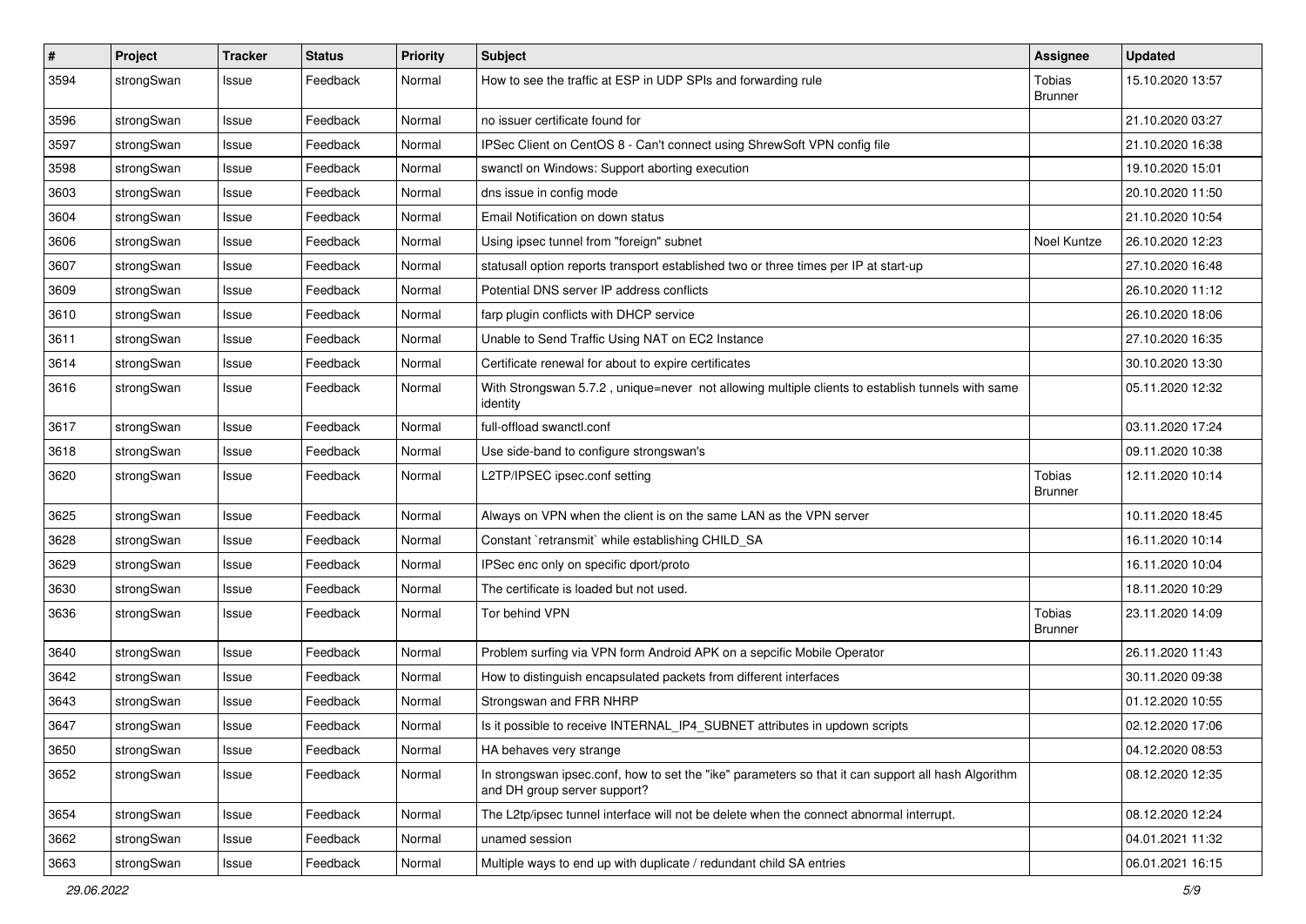| # | Project | Tracker | Status | Priority | Subject | Assignee | Updated |
| --- | --- | --- | --- | --- | --- | --- | --- |
| 3594 | strongSwan | Issue | Feedback | Normal | How to see the traffic at ESP in UDP SPIs and forwarding rule | Tobias Brunner | 15.10.2020 13:57 |
| 3596 | strongSwan | Issue | Feedback | Normal | no issuer certificate found for | | 21.10.2020 03:27 |
| 3597 | strongSwan | Issue | Feedback | Normal | IPSec Client on CentOS 8 - Can't connect using ShrewSoft VPN config file | | 21.10.2020 16:38 |
| 3598 | strongSwan | Issue | Feedback | Normal | swanctl on Windows: Support aborting execution | | 19.10.2020 15:01 |
| 3603 | strongSwan | Issue | Feedback | Normal | dns issue in config mode | | 20.10.2020 11:50 |
| 3604 | strongSwan | Issue | Feedback | Normal | Email Notification on down status | | 21.10.2020 10:54 |
| 3606 | strongSwan | Issue | Feedback | Normal | Using ipsec tunnel from "foreign" subnet | Noel Kuntze | 26.10.2020 12:23 |
| 3607 | strongSwan | Issue | Feedback | Normal | statusall option reports transport established two or three times per IP at start-up | | 27.10.2020 16:48 |
| 3609 | strongSwan | Issue | Feedback | Normal | Potential DNS server IP address conflicts | | 26.10.2020 11:12 |
| 3610 | strongSwan | Issue | Feedback | Normal | farp plugin conflicts with DHCP service | | 26.10.2020 18:06 |
| 3611 | strongSwan | Issue | Feedback | Normal | Unable to Send Traffic Using NAT on EC2 Instance | | 27.10.2020 16:35 |
| 3614 | strongSwan | Issue | Feedback | Normal | Certificate renewal for about to expire certificates | | 30.10.2020 13:30 |
| 3616 | strongSwan | Issue | Feedback | Normal | With Strongswan 5.7.2 , unique=never not allowing multiple clients to establish tunnels with same identity | | 05.11.2020 12:32 |
| 3617 | strongSwan | Issue | Feedback | Normal | full-offload swanctl.conf | | 03.11.2020 17:24 |
| 3618 | strongSwan | Issue | Feedback | Normal | Use side-band to configure strongswan's | | 09.11.2020 10:38 |
| 3620 | strongSwan | Issue | Feedback | Normal | L2TP/IPSEC ipsec.conf setting | Tobias Brunner | 12.11.2020 10:14 |
| 3625 | strongSwan | Issue | Feedback | Normal | Always on VPN when the client is on the same LAN as the VPN server | | 10.11.2020 18:45 |
| 3628 | strongSwan | Issue | Feedback | Normal | Constant `retransmit` while establishing CHILD_SA | | 16.11.2020 10:14 |
| 3629 | strongSwan | Issue | Feedback | Normal | IPSec enc only on specific dport/proto | | 16.11.2020 10:04 |
| 3630 | strongSwan | Issue | Feedback | Normal | The certificate is loaded but not used. | | 18.11.2020 10:29 |
| 3636 | strongSwan | Issue | Feedback | Normal | Tor behind VPN | Tobias Brunner | 23.11.2020 14:09 |
| 3640 | strongSwan | Issue | Feedback | Normal | Problem surfing via VPN form Android APK on a sepcific Mobile Operator | | 26.11.2020 11:43 |
| 3642 | strongSwan | Issue | Feedback | Normal | How to distinguish encapsulated packets from different interfaces | | 30.11.2020 09:38 |
| 3643 | strongSwan | Issue | Feedback | Normal | Strongswan and FRR NHRP | | 01.12.2020 10:55 |
| 3647 | strongSwan | Issue | Feedback | Normal | Is it possible to receive INTERNAL_IP4_SUBNET attributes in updown scripts | | 02.12.2020 17:06 |
| 3650 | strongSwan | Issue | Feedback | Normal | HA behaves very strange | | 04.12.2020 08:53 |
| 3652 | strongSwan | Issue | Feedback | Normal | In strongswan ipsec.conf, how to set the "ike" parameters so that it can support all hash Algorithm and DH group server support? | | 08.12.2020 12:35 |
| 3654 | strongSwan | Issue | Feedback | Normal | The L2tp/ipsec tunnel interface will not be delete when the connect abnormal interrupt. | | 08.12.2020 12:24 |
| 3662 | strongSwan | Issue | Feedback | Normal | unamed session | | 04.01.2021 11:32 |
| 3663 | strongSwan | Issue | Feedback | Normal | Multiple ways to end up with duplicate / redundant child SA entries | | 06.01.2021 16:15 |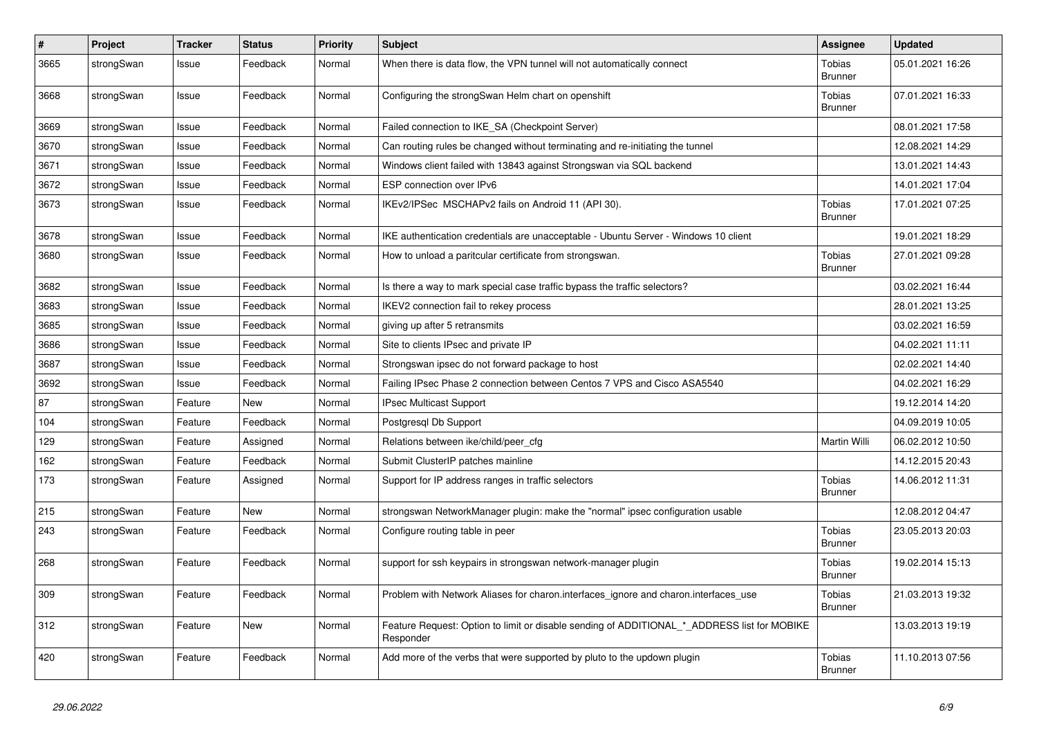| # | Project | Tracker | Status | Priority | Subject | Assignee | Updated |
|---|---|---|---|---|---|---|---|
| 3665 | strongSwan | Issue | Feedback | Normal | When there is data flow, the VPN tunnel will not automatically connect | Tobias Brunner | 05.01.2021 16:26 |
| 3668 | strongSwan | Issue | Feedback | Normal | Configuring the strongSwan Helm chart on openshift | Tobias Brunner | 07.01.2021 16:33 |
| 3669 | strongSwan | Issue | Feedback | Normal | Failed connection to IKE_SA (Checkpoint Server) | | 08.01.2021 17:58 |
| 3670 | strongSwan | Issue | Feedback | Normal | Can routing rules be changed without terminating and re-initiating the tunnel | | 12.08.2021 14:29 |
| 3671 | strongSwan | Issue | Feedback | Normal | Windows client failed with 13843 against Strongswan via SQL backend | | 13.01.2021 14:43 |
| 3672 | strongSwan | Issue | Feedback | Normal | ESP connection over IPv6 | | 14.01.2021 17:04 |
| 3673 | strongSwan | Issue | Feedback | Normal | IKEv2/IPSec MSCHAPv2 fails on Android 11 (API 30). | Tobias Brunner | 17.01.2021 07:25 |
| 3678 | strongSwan | Issue | Feedback | Normal | IKE authentication credentials are unacceptable - Ubuntu Server - Windows 10 client | | 19.01.2021 18:29 |
| 3680 | strongSwan | Issue | Feedback | Normal | How to unload a paritcular certificate from strongswan. | Tobias Brunner | 27.01.2021 09:28 |
| 3682 | strongSwan | Issue | Feedback | Normal | Is there a way to mark special case traffic bypass the traffic selectors? | | 03.02.2021 16:44 |
| 3683 | strongSwan | Issue | Feedback | Normal | IKEV2 connection fail to rekey process | | 28.01.2021 13:25 |
| 3685 | strongSwan | Issue | Feedback | Normal | giving up after 5 retransmits | | 03.02.2021 16:59 |
| 3686 | strongSwan | Issue | Feedback | Normal | Site to clients IPsec and private IP | | 04.02.2021 11:11 |
| 3687 | strongSwan | Issue | Feedback | Normal | Strongswan ipsec do not forward package to host | | 02.02.2021 14:40 |
| 3692 | strongSwan | Issue | Feedback | Normal | Failing IPsec Phase 2 connection between Centos 7 VPS and Cisco ASA5540 | | 04.02.2021 16:29 |
| 87 | strongSwan | Feature | New | Normal | IPsec Multicast Support | | 19.12.2014 14:20 |
| 104 | strongSwan | Feature | Feedback | Normal | Postgresql Db Support | | 04.09.2019 10:05 |
| 129 | strongSwan | Feature | Assigned | Normal | Relations between ike/child/peer_cfg | Martin Willi | 06.02.2012 10:50 |
| 162 | strongSwan | Feature | Feedback | Normal | Submit ClusterIP patches mainline | | 14.12.2015 20:43 |
| 173 | strongSwan | Feature | Assigned | Normal | Support for IP address ranges in traffic selectors | Tobias Brunner | 14.06.2012 11:31 |
| 215 | strongSwan | Feature | New | Normal | strongswan NetworkManager plugin: make the "normal" ipsec configuration usable | | 12.08.2012 04:47 |
| 243 | strongSwan | Feature | Feedback | Normal | Configure routing table in peer | Tobias Brunner | 23.05.2013 20:03 |
| 268 | strongSwan | Feature | Feedback | Normal | support for ssh keypairs in strongswan network-manager plugin | Tobias Brunner | 19.02.2014 15:13 |
| 309 | strongSwan | Feature | Feedback | Normal | Problem with Network Aliases for charon.interfaces_ignore and charon.interfaces_use | Tobias Brunner | 21.03.2013 19:32 |
| 312 | strongSwan | Feature | New | Normal | Feature Request: Option to limit or disable sending of ADDITIONAL_*_ADDRESS list for MOBIKE Responder | | 13.03.2013 19:19 |
| 420 | strongSwan | Feature | Feedback | Normal | Add more of the verbs that were supported by pluto to the updown plugin | Tobias Brunner | 11.10.2013 07:56 |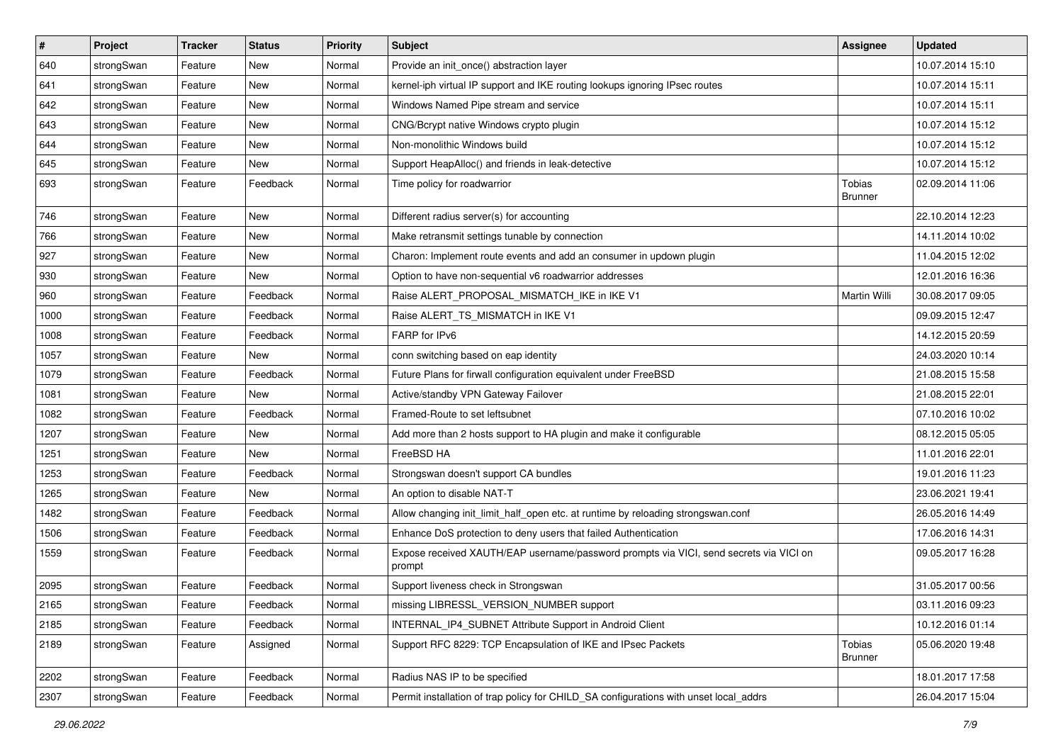| # | Project | Tracker | Status | Priority | Subject | Assignee | Updated |
|---|---|---|---|---|---|---|---|
| 640 | strongSwan | Feature | New | Normal | Provide an init_once() abstraction layer | | 10.07.2014 15:10 |
| 641 | strongSwan | Feature | New | Normal | kernel-iph virtual IP support and IKE routing lookups ignoring IPsec routes | | 10.07.2014 15:11 |
| 642 | strongSwan | Feature | New | Normal | Windows Named Pipe stream and service | | 10.07.2014 15:11 |
| 643 | strongSwan | Feature | New | Normal | CNG/Bcrypt native Windows crypto plugin | | 10.07.2014 15:12 |
| 644 | strongSwan | Feature | New | Normal | Non-monolithic Windows build | | 10.07.2014 15:12 |
| 645 | strongSwan | Feature | New | Normal | Support HeapAlloc() and friends in leak-detective | | 10.07.2014 15:12 |
| 693 | strongSwan | Feature | Feedback | Normal | Time policy for roadwarrior | Tobias Brunner | 02.09.2014 11:06 |
| 746 | strongSwan | Feature | New | Normal | Different radius server(s) for accounting | | 22.10.2014 12:23 |
| 766 | strongSwan | Feature | New | Normal | Make retransmit settings tunable by connection | | 14.11.2014 10:02 |
| 927 | strongSwan | Feature | New | Normal | Charon: Implement route events and add an consumer in updown plugin | | 11.04.2015 12:02 |
| 930 | strongSwan | Feature | New | Normal | Option to have non-sequential v6 roadwarrior addresses | | 12.01.2016 16:36 |
| 960 | strongSwan | Feature | Feedback | Normal | Raise ALERT_PROPOSAL_MISMATCH_IKE in IKE V1 | Martin Willi | 30.08.2017 09:05 |
| 1000 | strongSwan | Feature | Feedback | Normal | Raise ALERT_TS_MISMATCH in IKE V1 | | 09.09.2015 12:47 |
| 1008 | strongSwan | Feature | Feedback | Normal | FARP for IPv6 | | 14.12.2015 20:59 |
| 1057 | strongSwan | Feature | New | Normal | conn switching based on eap identity | | 24.03.2020 10:14 |
| 1079 | strongSwan | Feature | Feedback | Normal | Future Plans for firwall configuration equivalent under FreeBSD | | 21.08.2015 15:58 |
| 1081 | strongSwan | Feature | New | Normal | Active/standby VPN Gateway Failover | | 21.08.2015 22:01 |
| 1082 | strongSwan | Feature | Feedback | Normal | Framed-Route to set leftsubnet | | 07.10.2016 10:02 |
| 1207 | strongSwan | Feature | New | Normal | Add more than 2 hosts support to HA plugin and make it configurable | | 08.12.2015 05:05 |
| 1251 | strongSwan | Feature | New | Normal | FreeBSD HA | | 11.01.2016 22:01 |
| 1253 | strongSwan | Feature | Feedback | Normal | Strongswan doesn't support CA bundles | | 19.01.2016 11:23 |
| 1265 | strongSwan | Feature | New | Normal | An option to disable NAT-T | | 23.06.2021 19:41 |
| 1482 | strongSwan | Feature | Feedback | Normal | Allow changing init_limit_half_open etc. at runtime by reloading strongswan.conf | | 26.05.2016 14:49 |
| 1506 | strongSwan | Feature | Feedback | Normal | Enhance DoS protection to deny users that failed Authentication | | 17.06.2016 14:31 |
| 1559 | strongSwan | Feature | Feedback | Normal | Expose received XAUTH/EAP username/password prompts via VICI, send secrets via VICI on prompt | | 09.05.2017 16:28 |
| 2095 | strongSwan | Feature | Feedback | Normal | Support liveness check in Strongswan | | 31.05.2017 00:56 |
| 2165 | strongSwan | Feature | Feedback | Normal | missing LIBRESSL_VERSION_NUMBER support | | 03.11.2016 09:23 |
| 2185 | strongSwan | Feature | Feedback | Normal | INTERNAL_IP4_SUBNET Attribute Support in Android Client | | 10.12.2016 01:14 |
| 2189 | strongSwan | Feature | Assigned | Normal | Support RFC 8229: TCP Encapsulation of IKE and IPsec Packets | Tobias Brunner | 05.06.2020 19:48 |
| 2202 | strongSwan | Feature | Feedback | Normal | Radius NAS IP to be specified | | 18.01.2017 17:58 |
| 2307 | strongSwan | Feature | Feedback | Normal | Permit installation of trap policy for CHILD_SA configurations with unset local_addrs | | 26.04.2017 15:04 |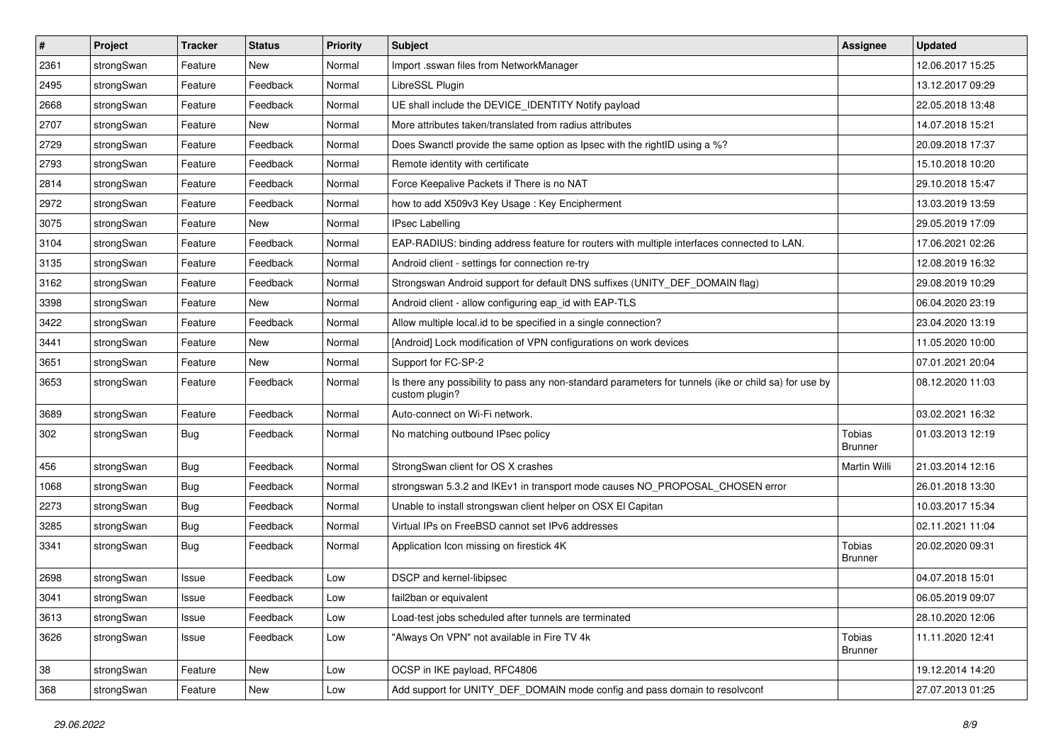| # | Project | Tracker | Status | Priority | Subject | Assignee | Updated |
|---|---|---|---|---|---|---|---|
| 2361 | strongSwan | Feature | New | Normal | Import .sswan files from NetworkManager | | 12.06.2017 15:25 |
| 2495 | strongSwan | Feature | Feedback | Normal | LibreSSL Plugin | | 13.12.2017 09:29 |
| 2668 | strongSwan | Feature | Feedback | Normal | UE shall include the DEVICE_IDENTITY Notify payload | | 22.05.2018 13:48 |
| 2707 | strongSwan | Feature | New | Normal | More attributes taken/translated from radius attributes | | 14.07.2018 15:21 |
| 2729 | strongSwan | Feature | Feedback | Normal | Does Swanctl provide the same option as Ipsec with the rightID using a %? | | 20.09.2018 17:37 |
| 2793 | strongSwan | Feature | Feedback | Normal | Remote identity with certificate | | 15.10.2018 10:20 |
| 2814 | strongSwan | Feature | Feedback | Normal | Force Keepalive Packets if There is no NAT | | 29.10.2018 15:47 |
| 2972 | strongSwan | Feature | Feedback | Normal | how to add X509v3 Key Usage : Key Encipherment | | 13.03.2019 13:59 |
| 3075 | strongSwan | Feature | New | Normal | IPsec Labelling | | 29.05.2019 17:09 |
| 3104 | strongSwan | Feature | Feedback | Normal | EAP-RADIUS: binding address feature for routers with multiple interfaces connected to LAN. | | 17.06.2021 02:26 |
| 3135 | strongSwan | Feature | Feedback | Normal | Android client - settings for connection re-try | | 12.08.2019 16:32 |
| 3162 | strongSwan | Feature | Feedback | Normal | Strongswan Android support for default DNS suffixes (UNITY_DEF_DOMAIN flag) | | 29.08.2019 10:29 |
| 3398 | strongSwan | Feature | New | Normal | Android client - allow configuring eap_id with EAP-TLS | | 06.04.2020 23:19 |
| 3422 | strongSwan | Feature | Feedback | Normal | Allow multiple local.id to be specified in a single connection? | | 23.04.2020 13:19 |
| 3441 | strongSwan | Feature | New | Normal | [Android] Lock modification of VPN configurations on work devices | | 11.05.2020 10:00 |
| 3651 | strongSwan | Feature | New | Normal | Support for FC-SP-2 | | 07.01.2021 20:04 |
| 3653 | strongSwan | Feature | Feedback | Normal | Is there any possibility to pass any non-standard parameters for tunnels (ike or child sa) for use by custom plugin? | | 08.12.2020 11:03 |
| 3689 | strongSwan | Feature | Feedback | Normal | Auto-connect on Wi-Fi network. | | 03.02.2021 16:32 |
| 302 | strongSwan | Bug | Feedback | Normal | No matching outbound IPsec policy | Tobias Brunner | 01.03.2013 12:19 |
| 456 | strongSwan | Bug | Feedback | Normal | StrongSwan client for OS X crashes | Martin Willi | 21.03.2014 12:16 |
| 1068 | strongSwan | Bug | Feedback | Normal | strongswan 5.3.2 and IKEv1 in transport mode causes NO_PROPOSAL_CHOSEN error | | 26.01.2018 13:30 |
| 2273 | strongSwan | Bug | Feedback | Normal | Unable to install strongswan client helper on OSX El Capitan | | 10.03.2017 15:34 |
| 3285 | strongSwan | Bug | Feedback | Normal | Virtual IPs on FreeBSD cannot set IPv6 addresses | | 02.11.2021 11:04 |
| 3341 | strongSwan | Bug | Feedback | Normal | Application Icon missing on firestick 4K | Tobias Brunner | 20.02.2020 09:31 |
| 2698 | strongSwan | Issue | Feedback | Low | DSCP and kernel-libipsec | | 04.07.2018 15:01 |
| 3041 | strongSwan | Issue | Feedback | Low | fail2ban or equivalent | | 06.05.2019 09:07 |
| 3613 | strongSwan | Issue | Feedback | Low | Load-test jobs scheduled after tunnels are terminated | | 28.10.2020 12:06 |
| 3626 | strongSwan | Issue | Feedback | Low | "Always On VPN" not available in Fire TV 4k | Tobias Brunner | 11.11.2020 12:41 |
| 38 | strongSwan | Feature | New | Low | OCSP in IKE payload, RFC4806 | | 19.12.2014 14:20 |
| 368 | strongSwan | Feature | New | Low | Add support for UNITY_DEF_DOMAIN mode config and pass domain to resolvconf | | 27.07.2013 01:25 |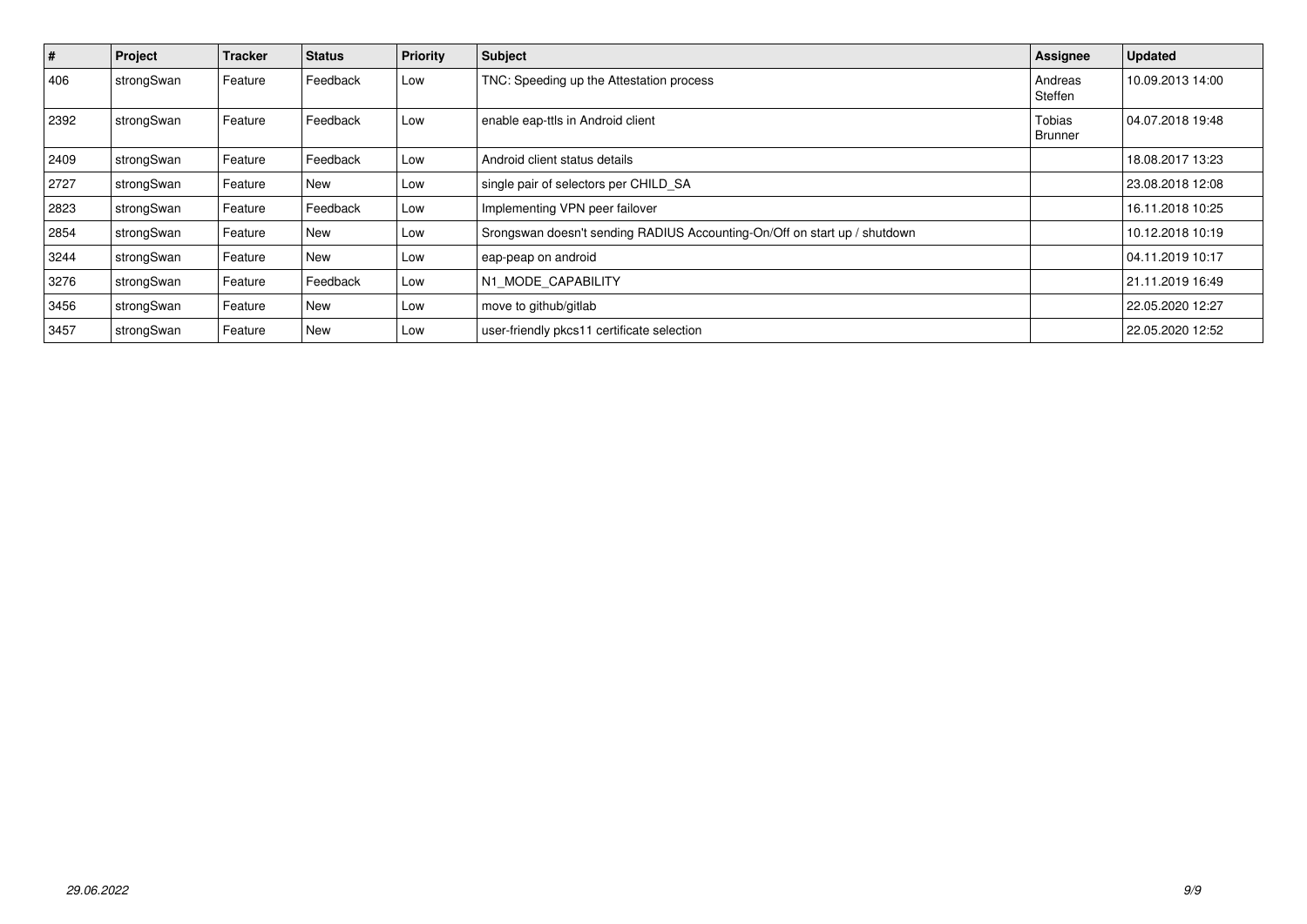| # | Project | Tracker | Status | Priority | Subject | Assignee | Updated |
|---|---|---|---|---|---|---|---|
| 406 | strongSwan | Feature | Feedback | Low | TNC: Speeding up the Attestation process | Andreas Steffen | 10.09.2013 14:00 |
| 2392 | strongSwan | Feature | Feedback | Low | enable eap-ttls in Android client | Tobias Brunner | 04.07.2018 19:48 |
| 2409 | strongSwan | Feature | Feedback | Low | Android client status details | | 18.08.2017 13:23 |
| 2727 | strongSwan | Feature | New | Low | single pair of selectors per CHILD_SA | | 23.08.2018 12:08 |
| 2823 | strongSwan | Feature | Feedback | Low | Implementing VPN peer failover | | 16.11.2018 10:25 |
| 2854 | strongSwan | Feature | New | Low | Srongswan doesn't sending RADIUS Accounting-On/Off on start up / shutdown | | 10.12.2018 10:19 |
| 3244 | strongSwan | Feature | New | Low | eap-peap on android | | 04.11.2019 10:17 |
| 3276 | strongSwan | Feature | Feedback | Low | N1_MODE_CAPABILITY | | 21.11.2019 16:49 |
| 3456 | strongSwan | Feature | New | Low | move to github/gitlab | | 22.05.2020 12:27 |
| 3457 | strongSwan | Feature | New | Low | user-friendly pkcs11 certificate selection | | 22.05.2020 12:52 |

*29.06.2022*